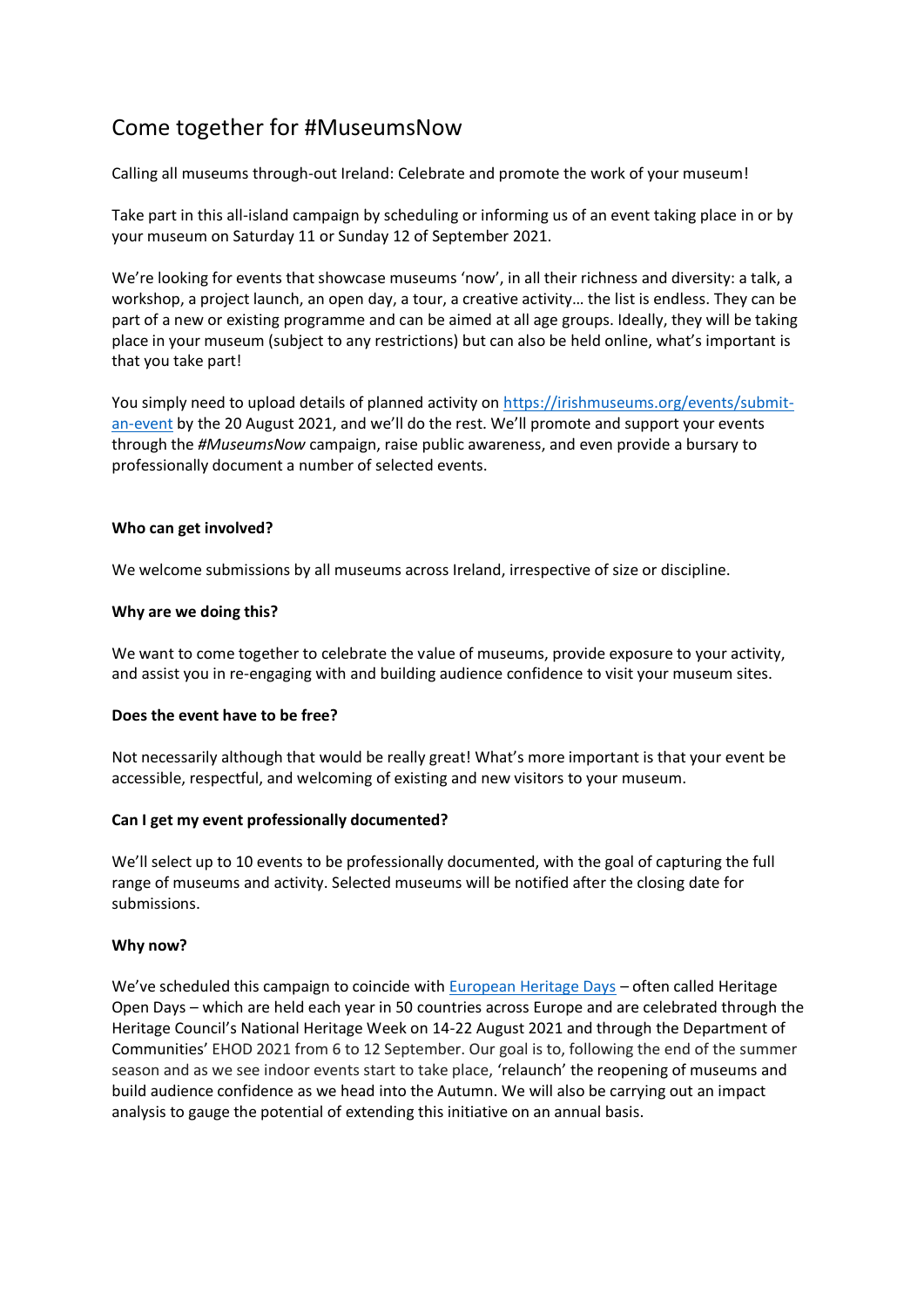# Come together for #MuseumsNow

Calling all museums through-out Ireland: Celebrate and promote the work of your museum!

Take part in this all-island campaign by scheduling or informing us of an event taking place in or by your museum on Saturday 11 or Sunday 12 of September 2021.

We're looking for events that showcase museums 'now', in all their richness and diversity: a talk, a workshop, a project launch, an open day, a tour, a creative activity… the list is endless. They can be part of a new or existing programme and can be aimed at all age groups. Ideally, they will be taking place in your museum (subject to any restrictions) but can also be held online, what's important is that you take part!

You simply need to upload details of planned activity on [https://irishmuseums.org/events/submit-an-event](https://irishmuseums.org/events/submit-an-event) by the 20 August 2021, and we'll do the rest. We'll promote and support your events through the *#MuseumsNow* campaign, raise public awareness, and even provide a bursary to professionally document a number of selected events.

**Who can get involved?**

We welcome submissions by all museums across Ireland, irrespective of size or discipline.

**Why are we doing this?**

We want to come together to celebrate the value of museums, provide exposure to your activity, and assist you in re-engaging with and building audience confidence to visit your museum sites.

**Does the event have to be free?**

Not necessarily although that would be really great! What's more important is that your event be accessible, respectful, and welcoming of existing and new visitors to your museum.

**Can I get my event professionally documented?**

We'll select up to 10 events to be professionally documented, with the goal of capturing the full range of museums and activity. Selected museums will be notified after the closing date for submissions.

**Why now?**

We've scheduled this campaign to coincide with [European Heritage Days](European Heritage Days) – often called Heritage Open Days – which are held each year in 50 countries across Europe and are celebrated through the Heritage Council's National Heritage Week on 14-22 August 2021 and through the Department of Communities' EHOD 2021 from 6 to 12 September. Our goal is to, following the end of the summer season and as we see indoor events start to take place, 'relaunch' the reopening of museums and build audience confidence as we head into the Autumn. We will also be carrying out an impact analysis to gauge the potential of extending this initiative on an annual basis.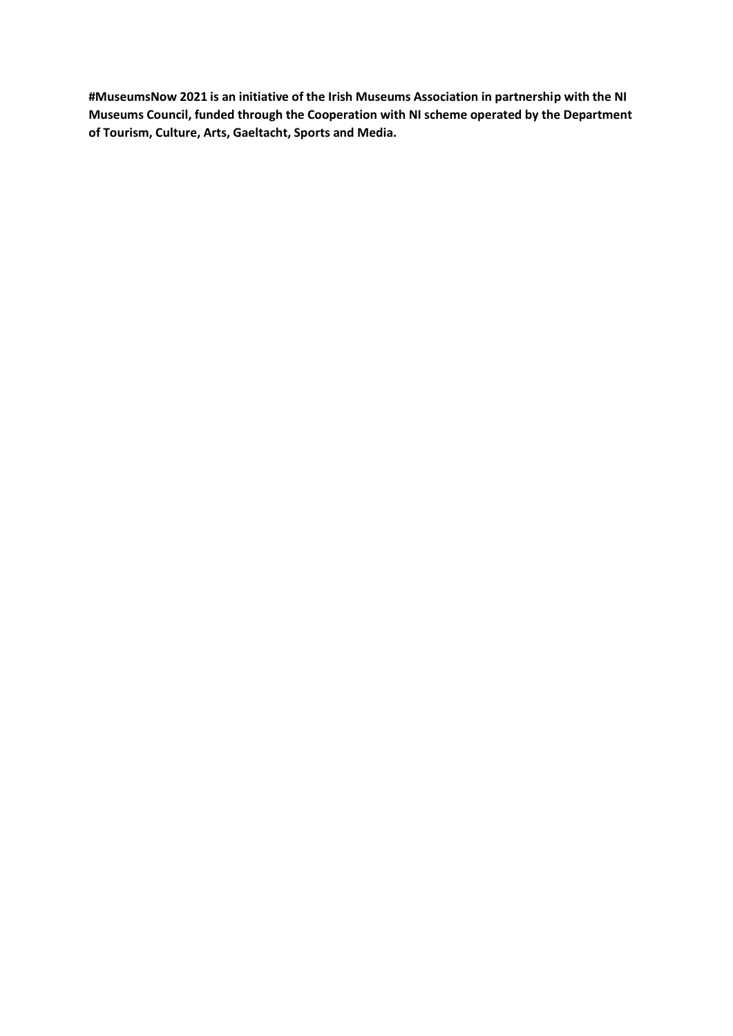**#MuseumsNow 2021 is an initiative of the Irish Museums Association in partnership with the NI Museums Council, funded through the Cooperation with NI scheme operated by the Department of Tourism, Culture, Arts, Gaeltacht, Sports and Media.**